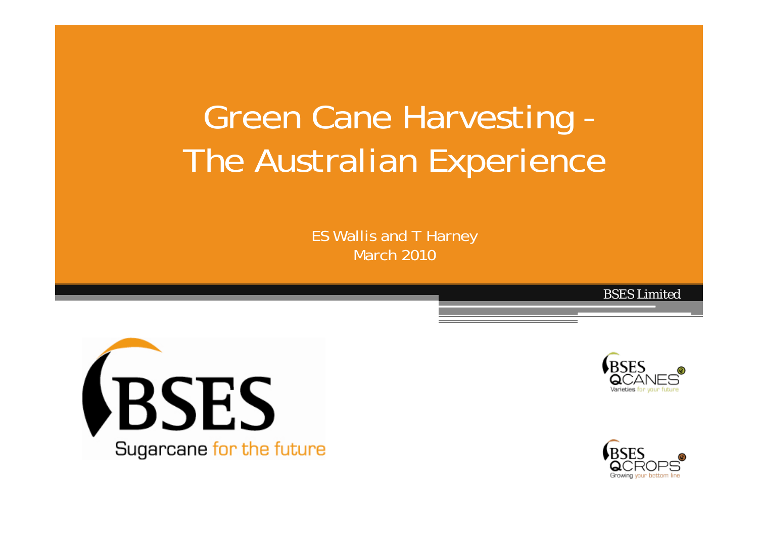# Green Cane Harvesting - The Australian Experience

ES Wallis and T Harney

March 2010

BSES Limited

BSES

Sugarcane for the future

BSES QCANES

Varieties for your future

BSES QCROPS

Growing your bottom line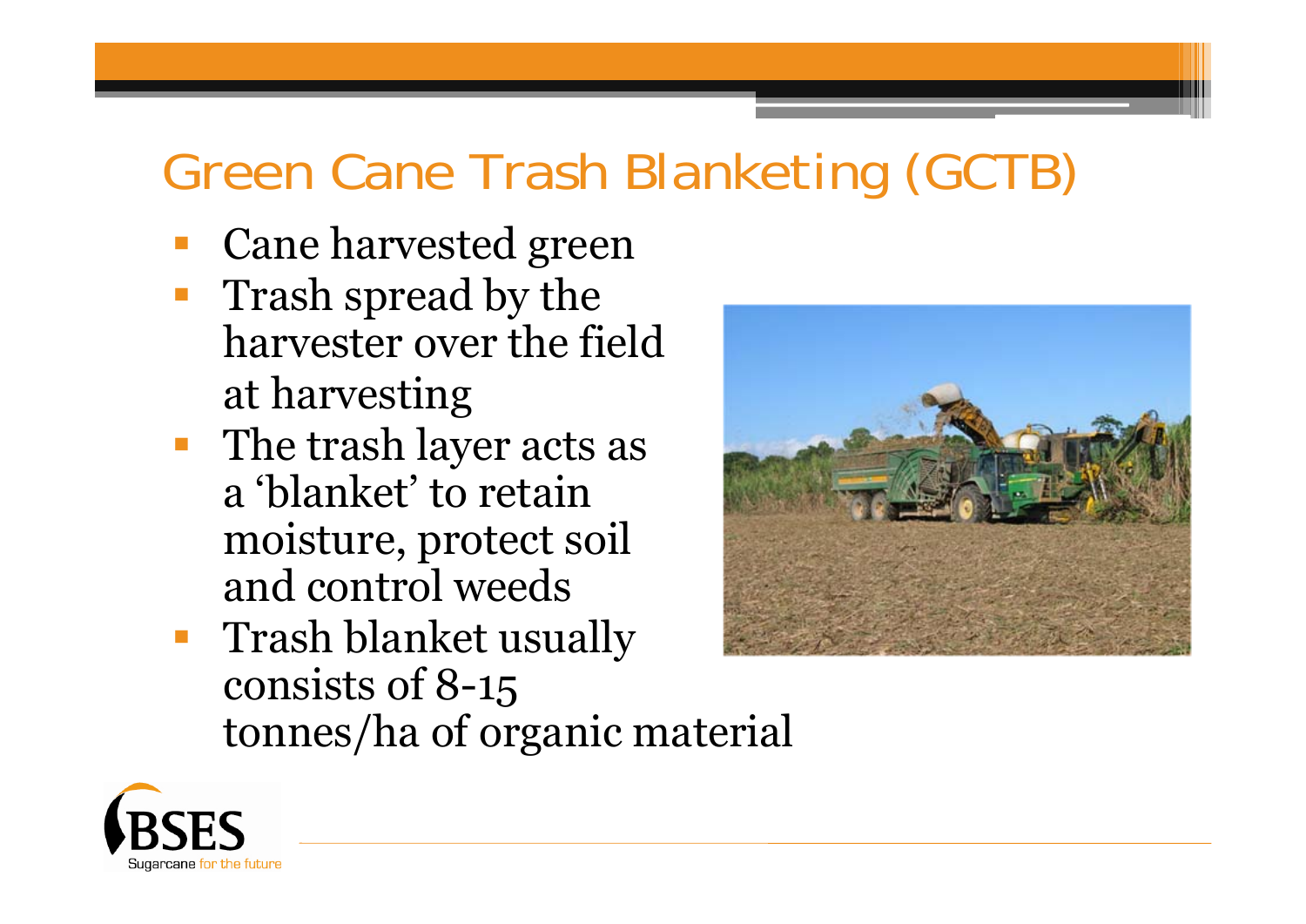# Green Cane Trash Blanketing (GCTB)

- Cane harvested green
- Trash spread by the harvester over the field at harvesting
- The trash layer acts as a 'blanket' to retain moisture, protect soil and control weeds
- Trash blanket usually consists of 8-15 tonnes/ha of organic material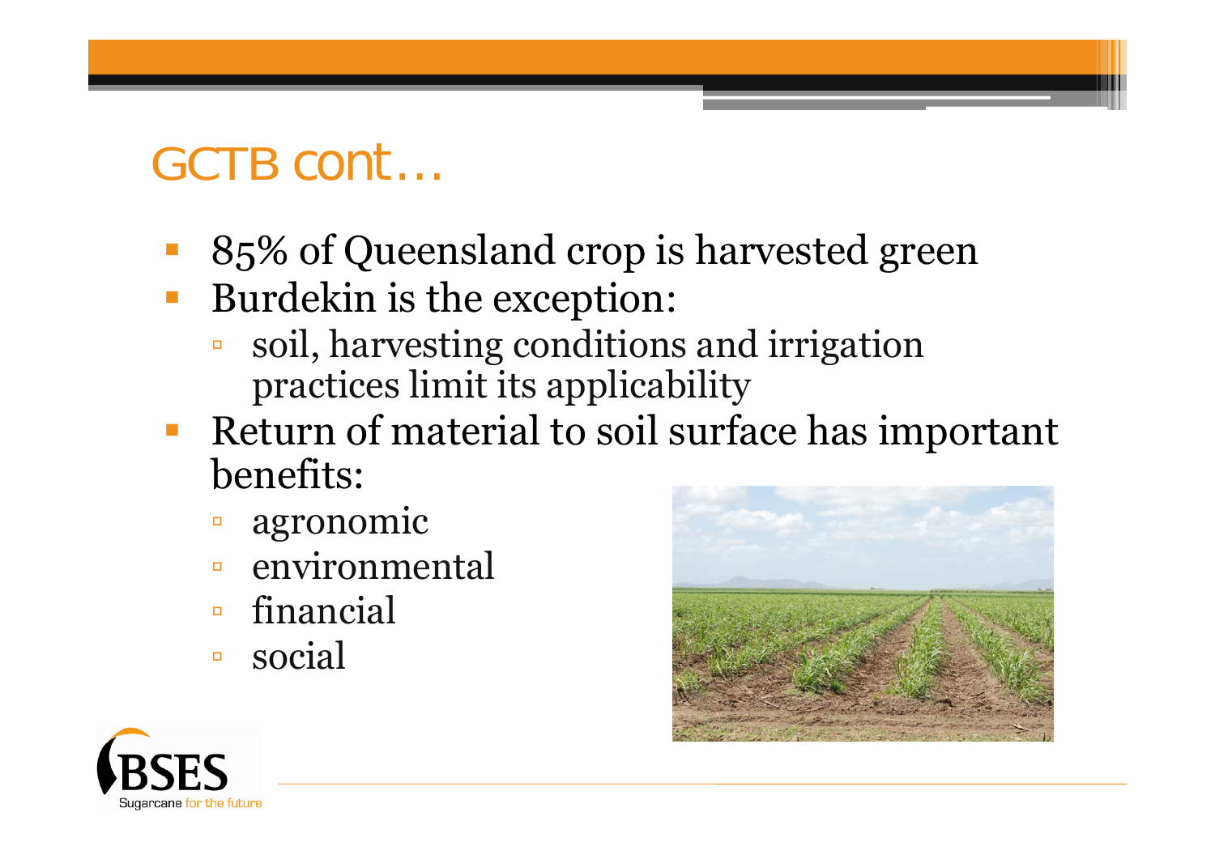# GCTB cont…

- 85% of Queensland crop is harvested green
- Burdekin is the exception:
  - soil, harvesting conditions and irrigation practices limit its applicability
- Return of material to soil surface has important benefits:
  - agronomic
  - environmental
  - financial
  - social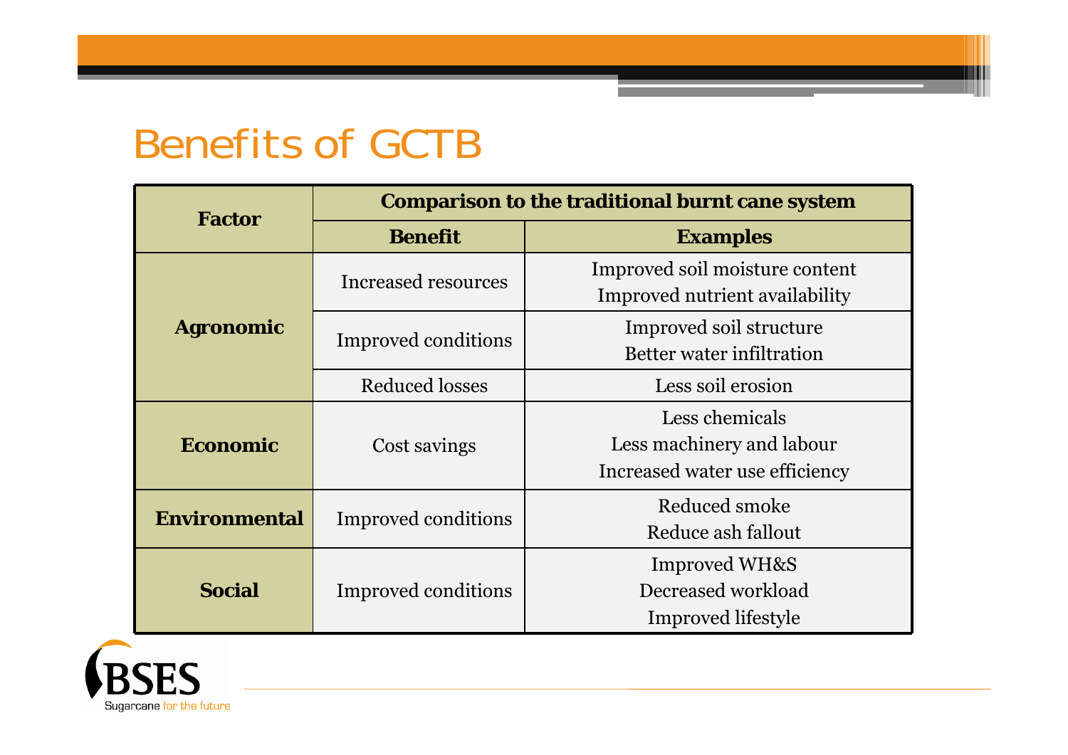# Benefits of GCTB

| Factor | Comparison to the traditional burnt cane system | |
|---|---|---|
| | **Benefit** | **Examples** |
| **Agronomic** | Increased resources | Improved soil moisture content<br>Improved nutrient availability |
| | Improved conditions | Improved soil structure<br>Better water infiltration |
| | Reduced losses | Less soil erosion |
| **Economic** | Cost savings | Less chemicals<br>Less machinery and labour<br>Increased water use efficiency |
| **Environmental** | Improved conditions | Reduced smoke<br>Reduce ash fallout |
| **Social** | Improved conditions | Improved WH&S<br>Decreased workload<br>Improved lifestyle |

BSES
Sugarcane for the future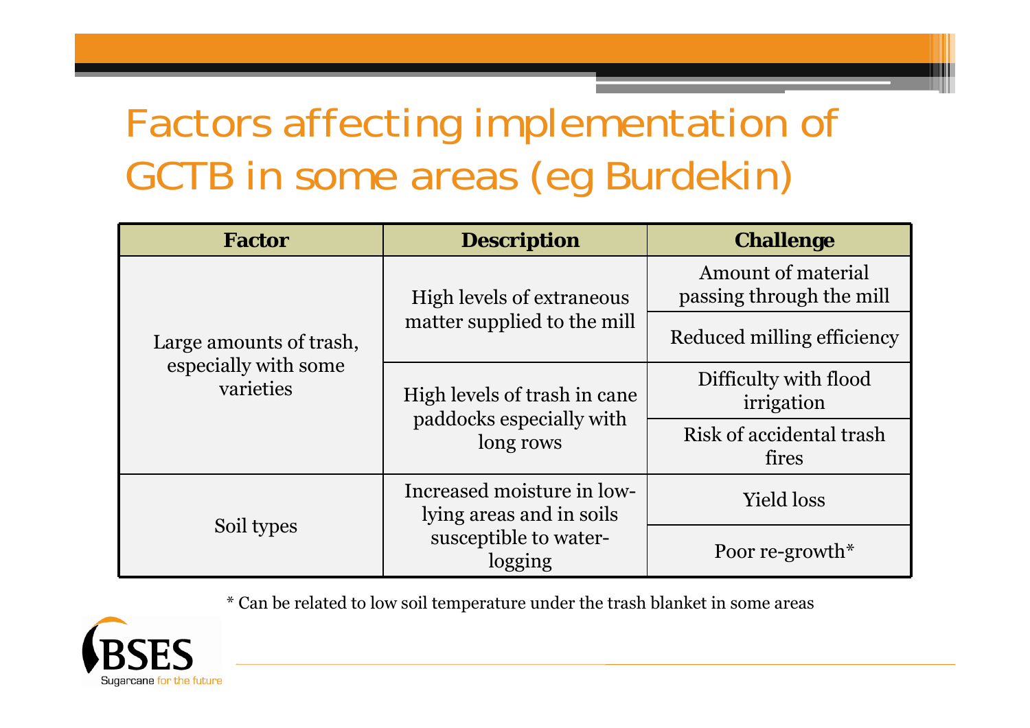# Factors affecting implementation of GCTB in some areas (eg Burdekin)

| Factor | Description | Challenge |
|---|---|---|
| Large amounts of trash, especially with some varieties | High levels of extraneous matter supplied to the mill | Amount of material passing through the mill |
| | | Reduced milling efficiency |
| | High levels of trash in cane paddocks especially with long rows | Difficulty with flood irrigation |
| | | Risk of accidental trash fires |
| Soil types | Increased moisture in low-lying areas and in soils susceptible to water-logging | Yield loss |
| | | Poor re-growth* |

* Can be related to low soil temperature under the trash blanket in some areas

BSES
Sugarcane for the future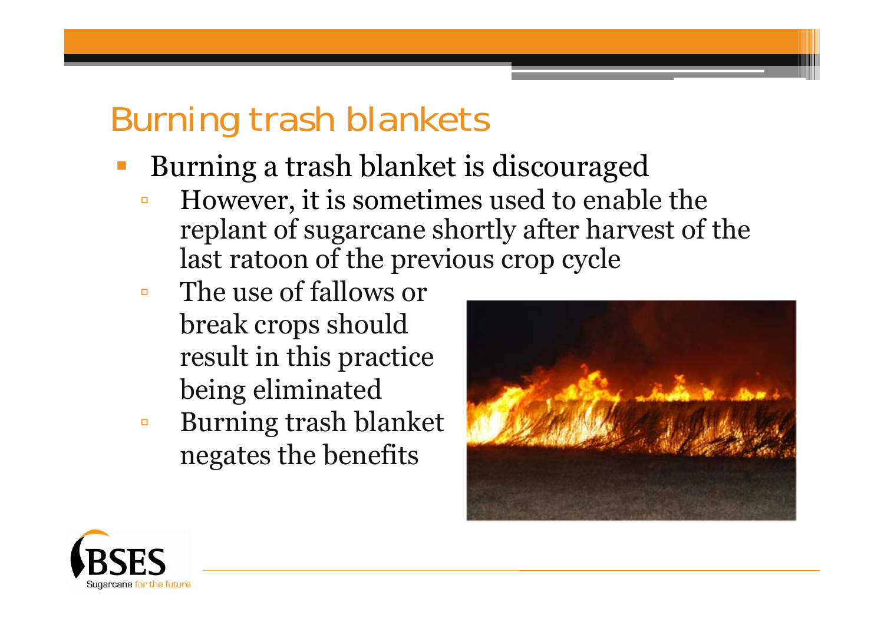# Burning trash blankets

- Burning a trash blanket is discouraged
  - However, it is sometimes used to enable the replant of sugarcane shortly after harvest of the last ratoon of the previous crop cycle
  - The use of fallows or break crops should result in this practice being eliminated
  - Burning trash blanket negates the benefits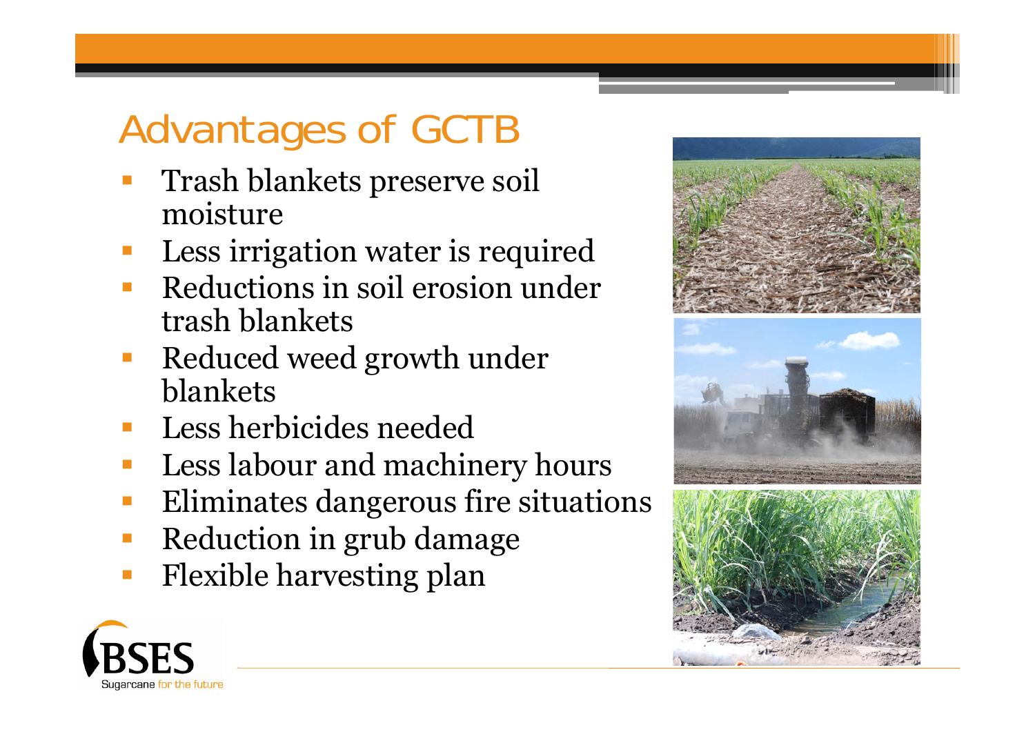# Advantages of GCTB

- Trash blankets preserve soil moisture
- Less irrigation water is required
- Reductions in soil erosion under trash blankets
- Reduced weed growth under blankets
- Less herbicides needed
- Less labour and machinery hours
- Eliminates dangerous fire situations
- Reduction in grub damage
- Flexible harvesting plan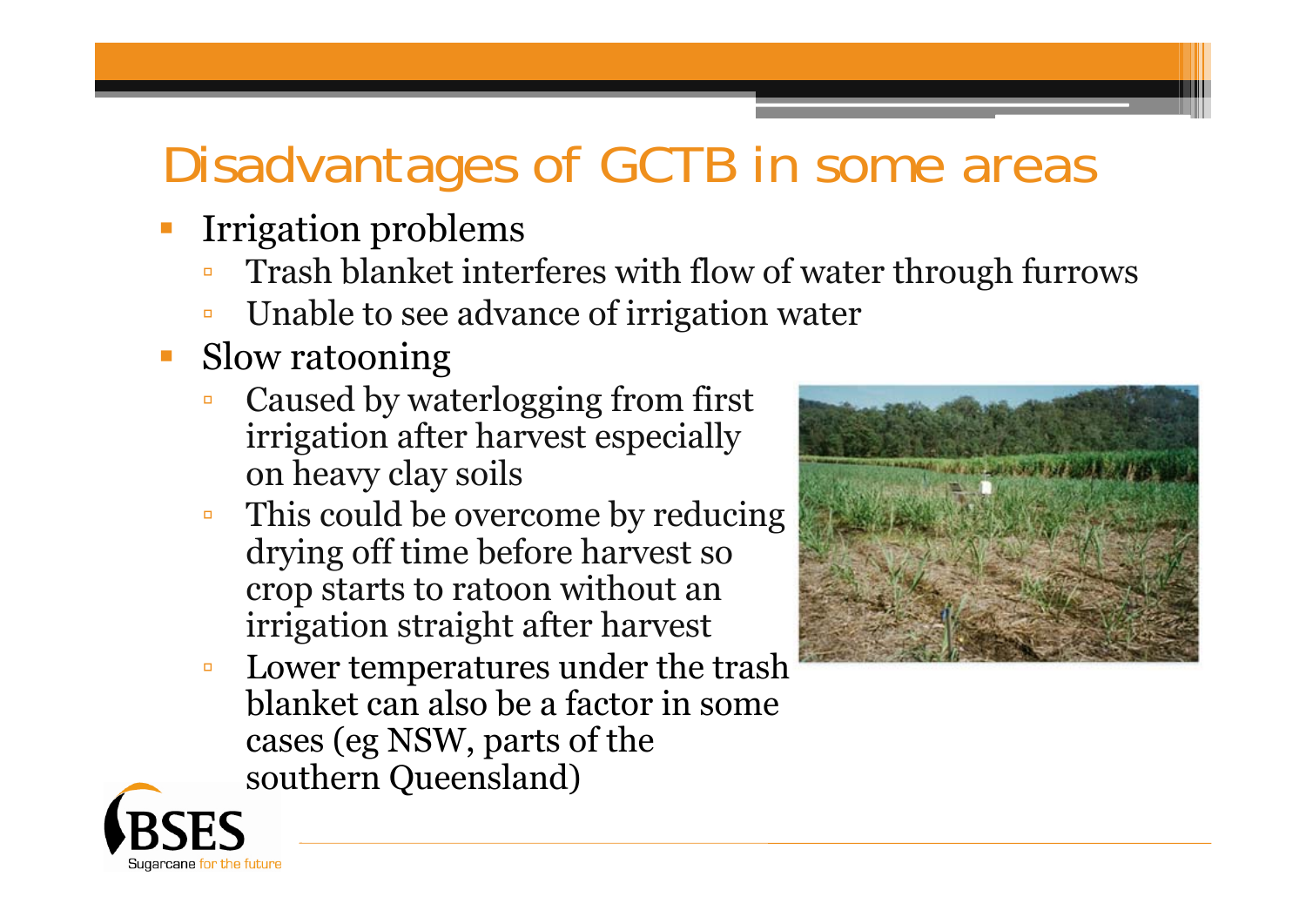# Disadvantages of GCTB in some areas

- Irrigation problems
  - Trash blanket interferes with flow of water through furrows
  - Unable to see advance of irrigation water
- Slow ratooning
  - Caused by waterlogging from first irrigation after harvest especially on heavy clay soils
  - This could be overcome by reducing drying off time before harvest so crop starts to ratoon without an irrigation straight after harvest
  - Lower temperatures under the trash blanket can also be a factor in some cases (eg NSW, parts of the southern Queensland)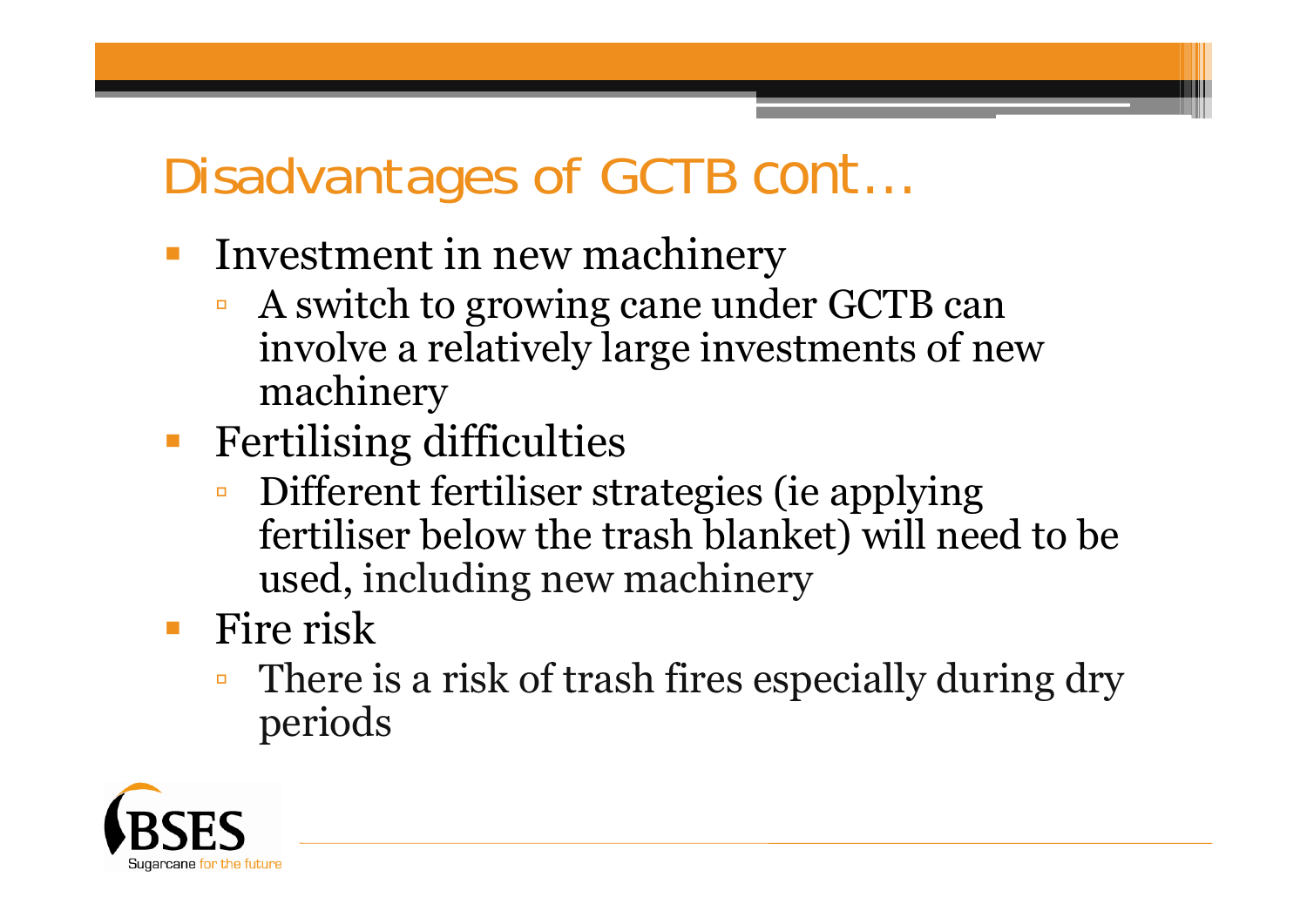# Disadvantages of GCTB cont…

- Investment in new machinery
  - A switch to growing cane under GCTB can involve a relatively large investments of new machinery
- Fertilising difficulties
  - Different fertiliser strategies (ie applying fertiliser below the trash blanket) will need to be used, including new machinery
- Fire risk
  - There is a risk of trash fires especially during dry periods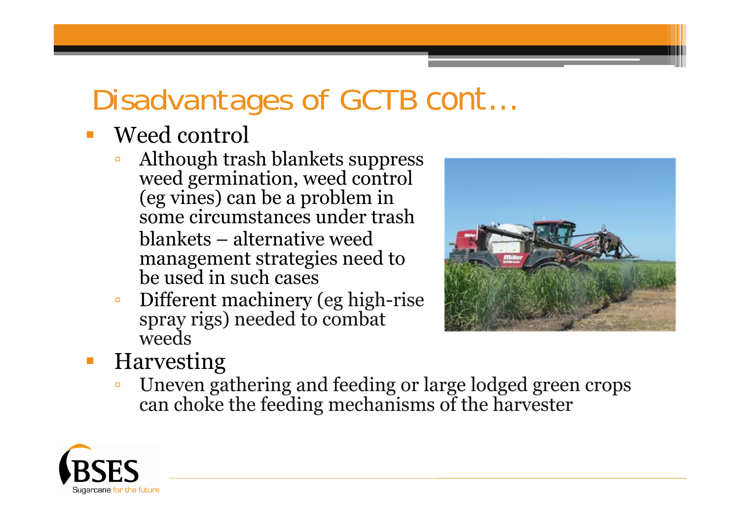# Disadvantages of GCTB cont…

- Weed control
  - Although trash blankets suppress weed germination, weed control (eg vines) can be a problem in some circumstances under trash blankets – alternative weed management strategies need to be used in such cases
  - Different machinery (eg high-rise spray rigs) needed to combat weeds
- Harvesting
  - Uneven gathering and feeding or large lodged green crops can choke the feeding mechanisms of the harvester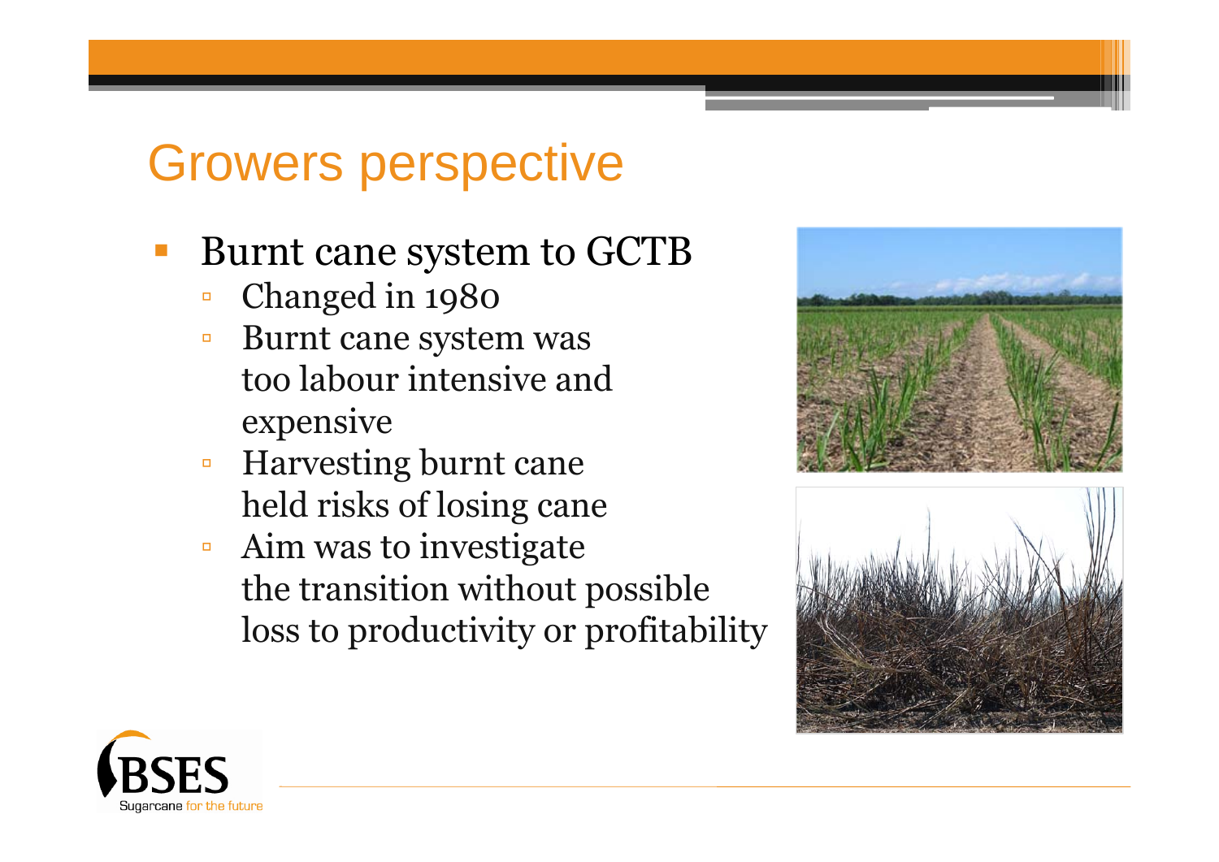# Growers perspective

- Burnt cane system to GCTB
  - Changed in 1980
  - Burnt cane system was too labour intensive and expensive
  - Harvesting burnt cane held risks of losing cane
  - Aim was to investigate the transition without possible loss to productivity or profitability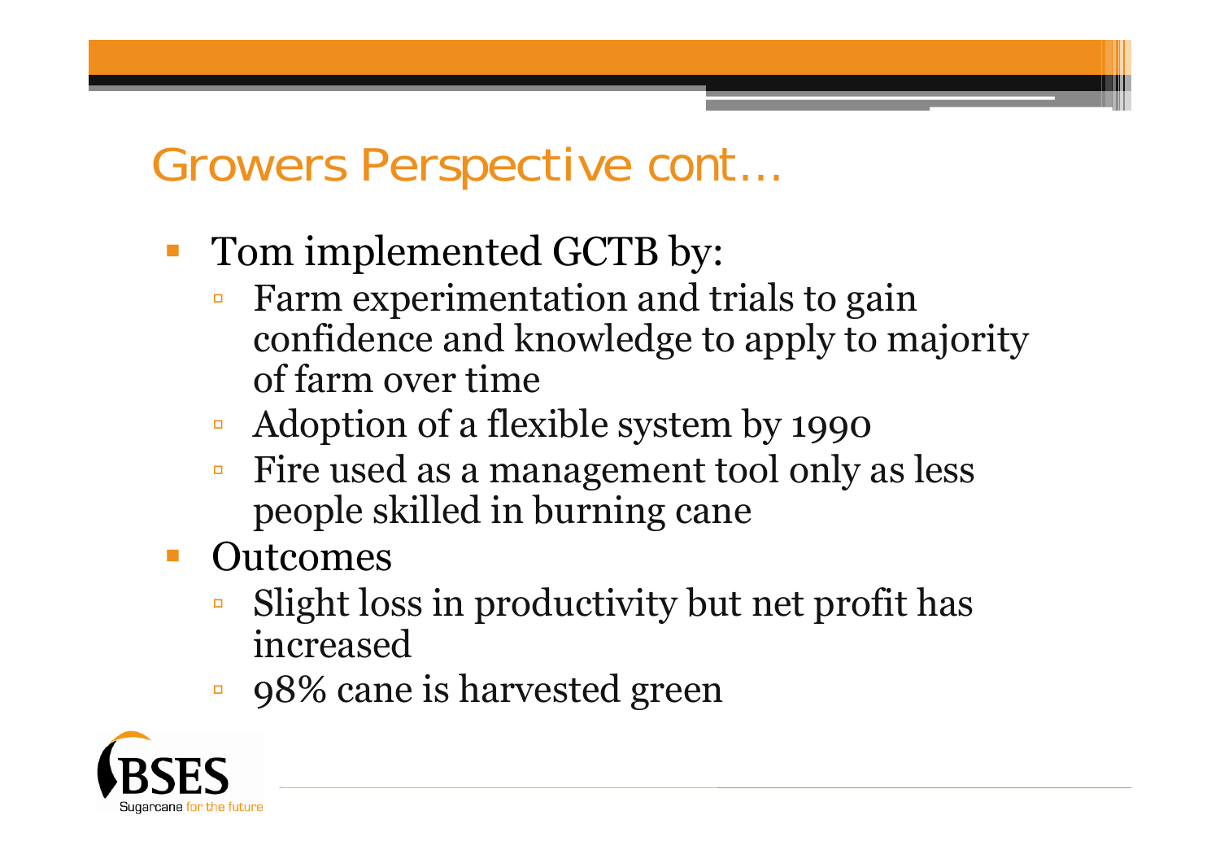# Growers Perspective cont…

- Tom implemented GCTB by:
  - Farm experimentation and trials to gain confidence and knowledge to apply to majority of farm over time
  - Adoption of a flexible system by 1990
  - Fire used as a management tool only as less people skilled in burning cane
- Outcomes
  - Slight loss in productivity but net profit has increased
  - 98% cane is harvested green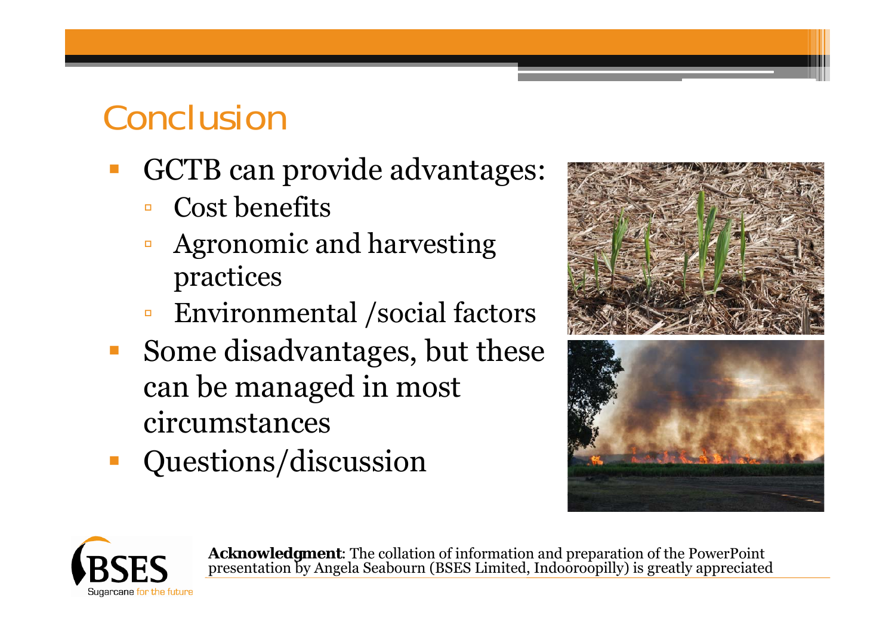# Conclusion

- GCTB can provide advantages:
  - Cost benefits
  - Agronomic and harvesting practices
  - Environmental /social factors
- Some disadvantages, but these can be managed in most circumstances
- Questions/discussion

**Acknowledgment**: The collation of information and preparation of the PowerPoint presentation by Angela Seabourn (BSES Limited, Indooroopilly) is greatly appreciated